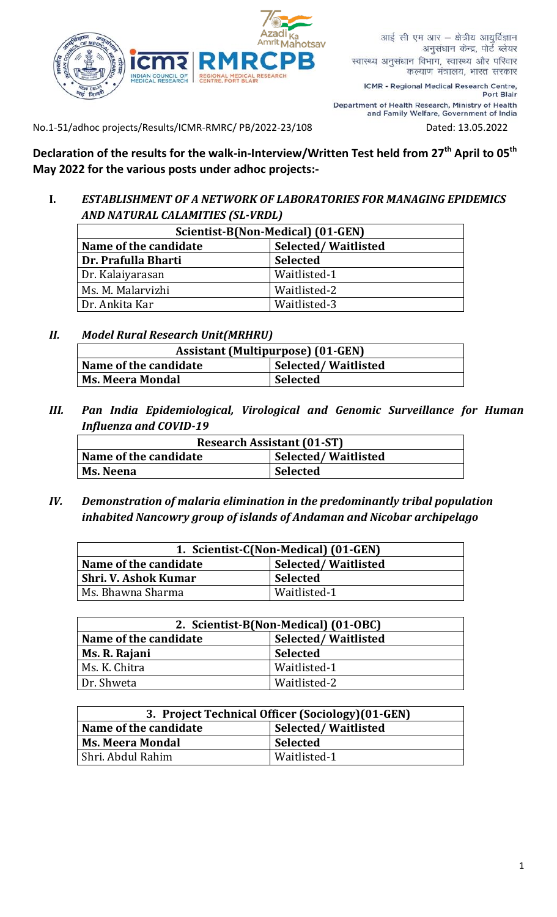आई सी एम आर – क्षेत्रीय आयुर्विज्ञान अनुसंधान केन्द्र, पोर्ट ब्लेयर
स्वास्थ्य अनुसंधान विभाग, स्वास्थ्य और परिवार कल्याण मंत्रालय, भारत सरकार

ICMR - Regional Medical Research Centre, Port Blair
Department of Health Research, Ministry of Health and Family Welfare, Government of India

No.1-51/adhoc projects/Results/ICMR-RMRC/ PB/2022-23/108 Dated: 13.05.2022

**Declaration of the results for the walk-in-Interview/Written Test held from 27th April to 05th May 2022 for the various posts under adhoc projects:-**

**I. *ESTABLISHMENT OF A NETWORK OF LABORATORIES FOR MANAGING EPIDEMICS AND NATURAL CALAMITIES (SL-VRDL)***

| **Scientist-B(Non-Medical) (01-GEN)** | |
|---|---|
| **Name of the candidate** | **Selected/ Waitlisted** |
| **Dr. Prafulla Bharti** | **Selected** |
| Dr. Kalaiyarasan | Waitlisted-1 |
| Ms. M. Malarvizhi | Waitlisted-2 |
| Dr. Ankita Kar | Waitlisted-3 |

**II. *Model Rural Research Unit(MRHRU)***

| **Assistant (Multipurpose) (01-GEN)** | |
|---|---|
| **Name of the candidate** | **Selected/ Waitlisted** |
| **Ms. Meera Mondal** | **Selected** |

**III. *Pan India Epidemiological, Virological and Genomic Surveillance for Human Influenza and COVID-19***

| **Research Assistant (01-ST)** | |
|---|---|
| **Name of the candidate** | **Selected/ Waitlisted** |
| **Ms. Neena** | **Selected** |

**IV. *Demonstration of malaria elimination in the predominantly tribal population inhabited Nancowry group of islands of Andaman and Nicobar archipelago***

| **1. Scientist-C(Non-Medical) (01-GEN)** | |
|---|---|
| **Name of the candidate** | **Selected/ Waitlisted** |
| **Shri. V. Ashok Kumar** | **Selected** |
| Ms. Bhawna Sharma | Waitlisted-1 |

| **2. Scientist-B(Non-Medical) (01-OBC)** | |
|---|---|
| **Name of the candidate** | **Selected/ Waitlisted** |
| **Ms. R. Rajani** | **Selected** |
| Ms. K. Chitra | Waitlisted-1 |
| Dr. Shweta | Waitlisted-2 |

| **3. Project Technical Officer (Sociology)(01-GEN)** | |
|---|---|
| **Name of the candidate** | **Selected/ Waitlisted** |
| **Ms. Meera Mondal** | **Selected** |
| Shri. Abdul Rahim | Waitlisted-1 |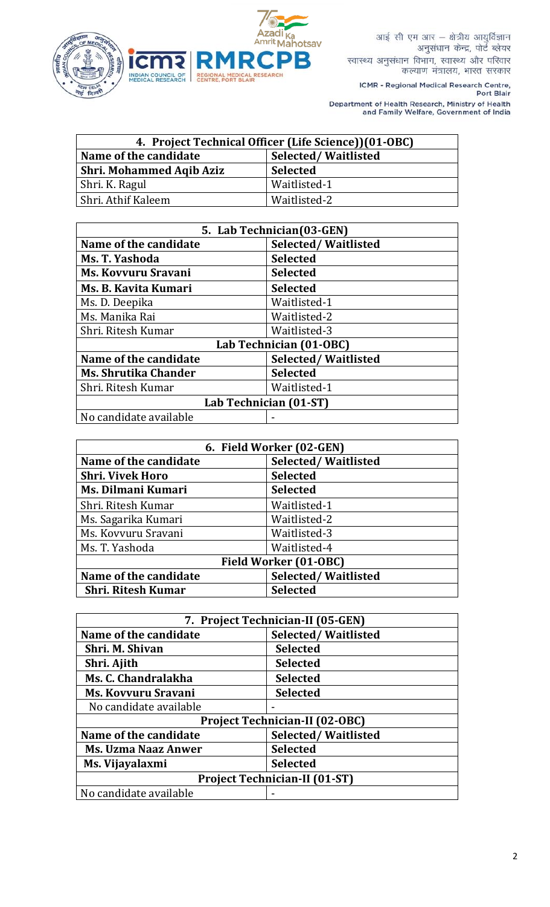| 4. Project Technical Officer (Life Science))(01-OBC) | |
|---|---|
| **Name of the candidate** | **Selected/ Waitlisted** |
| **Shri. Mohammed Aqib Aziz** | **Selected** |
| Shri. K. Ragul | Waitlisted-1 |
| Shri. Athif Kaleem | Waitlisted-2 |

| 5. Lab Technician(03-GEN) | |
|---|---|
| **Name of the candidate** | **Selected/ Waitlisted** |
| **Ms. T. Yashoda** | **Selected** |
| **Ms. Kovvuru Sravani** | **Selected** |
| **Ms. B. Kavita Kumari** | **Selected** |
| Ms. D. Deepika | Waitlisted-1 |
| Ms. Manika Rai | Waitlisted-2 |
| Shri. Ritesh Kumar | Waitlisted-3 |
| **Lab Technician (01-OBC)** | |
| **Name of the candidate** | **Selected/ Waitlisted** |
| **Ms. Shrutika Chander** | **Selected** |
| Shri. Ritesh Kumar | Waitlisted-1 |
| **Lab Technician (01-ST)** | |
| No candidate available | - |

| 6. Field Worker (02-GEN) | |
|---|---|
| **Name of the candidate** | **Selected/ Waitlisted** |
| **Shri. Vivek Horo** | **Selected** |
| **Ms. Dilmani Kumari** | **Selected** |
| Shri. Ritesh Kumar | Waitlisted-1 |
| Ms. Sagarika Kumari | Waitlisted-2 |
| Ms. Kovvuru Sravani | Waitlisted-3 |
| Ms. T. Yashoda | Waitlisted-4 |
| **Field Worker (01-OBC)** | |
| **Name of the candidate** | **Selected/ Waitlisted** |
| **Shri. Ritesh Kumar** | **Selected** |

| 7. Project Technician-II (05-GEN) | |
|---|---|
| **Name of the candidate** | **Selected/ Waitlisted** |
| **Shri. M. Shivan** | **Selected** |
| **Shri. Ajith** | **Selected** |
| **Ms. C. Chandralakha** | **Selected** |
| **Ms. Kovvuru Sravani** | **Selected** |
| No candidate available | - |
| **Project Technician-II (02-OBC)** | |
| **Name of the candidate** | **Selected/ Waitlisted** |
| **Ms. Uzma Naaz Anwer** | **Selected** |
| **Ms. Vijayalaxmi** | **Selected** |
| **Project Technician-II (01-ST)** | |
| No candidate available | - |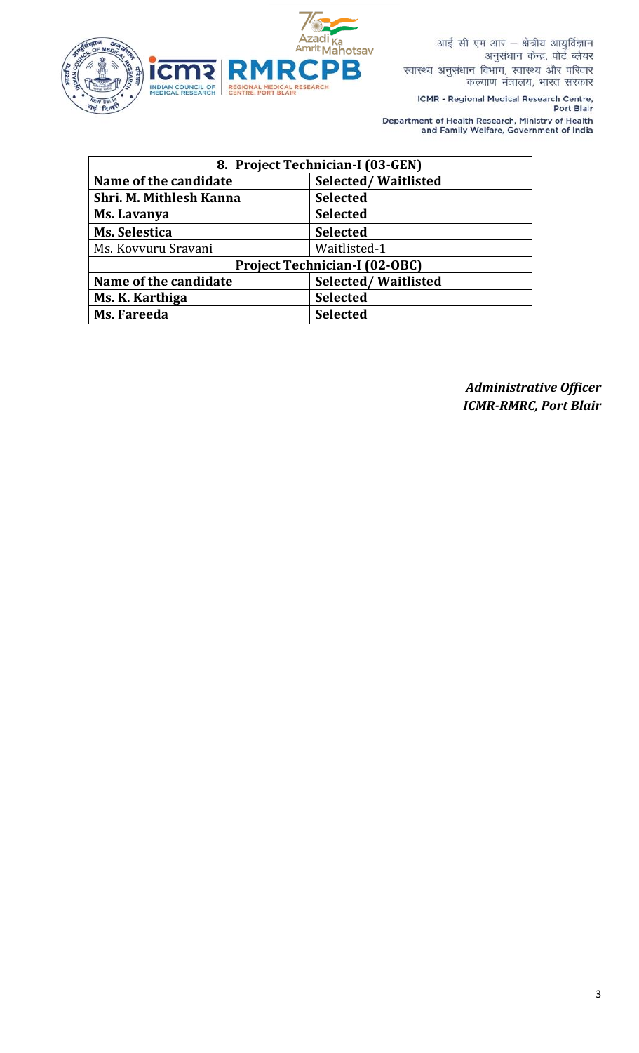आई सी एम आर – क्षेत्रीय आयुर्विज्ञान अनुसंधान केन्द्र, पोर्ट ब्लेयर
स्वास्थ्य अनुसंधान विभाग, स्वास्थ्य और परिवार कल्याण मंत्रालय, भारत सरकार

ICMR - Regional Medical Research Centre, Port Blair
Department of Health Research, Ministry of Health and Family Welfare, Government of India

| **8. Project Technician-I (03-GEN)** | |
|---|---|
| **Name of the candidate** | **Selected/ Waitlisted** |
| **Shri. M. Mithlesh Kanna** | **Selected** |
| **Ms. Lavanya** | **Selected** |
| **Ms. Selestica** | **Selected** |
| Ms. Kovvuru Sravani | Waitlisted-1 |
| **Project Technician-I (02-OBC)** | |
| **Name of the candidate** | **Selected/ Waitlisted** |
| **Ms. K. Karthiga** | **Selected** |
| **Ms. Fareeda** | **Selected** |

***Administrative Officer***
***ICMR-RMRC, Port Blair***